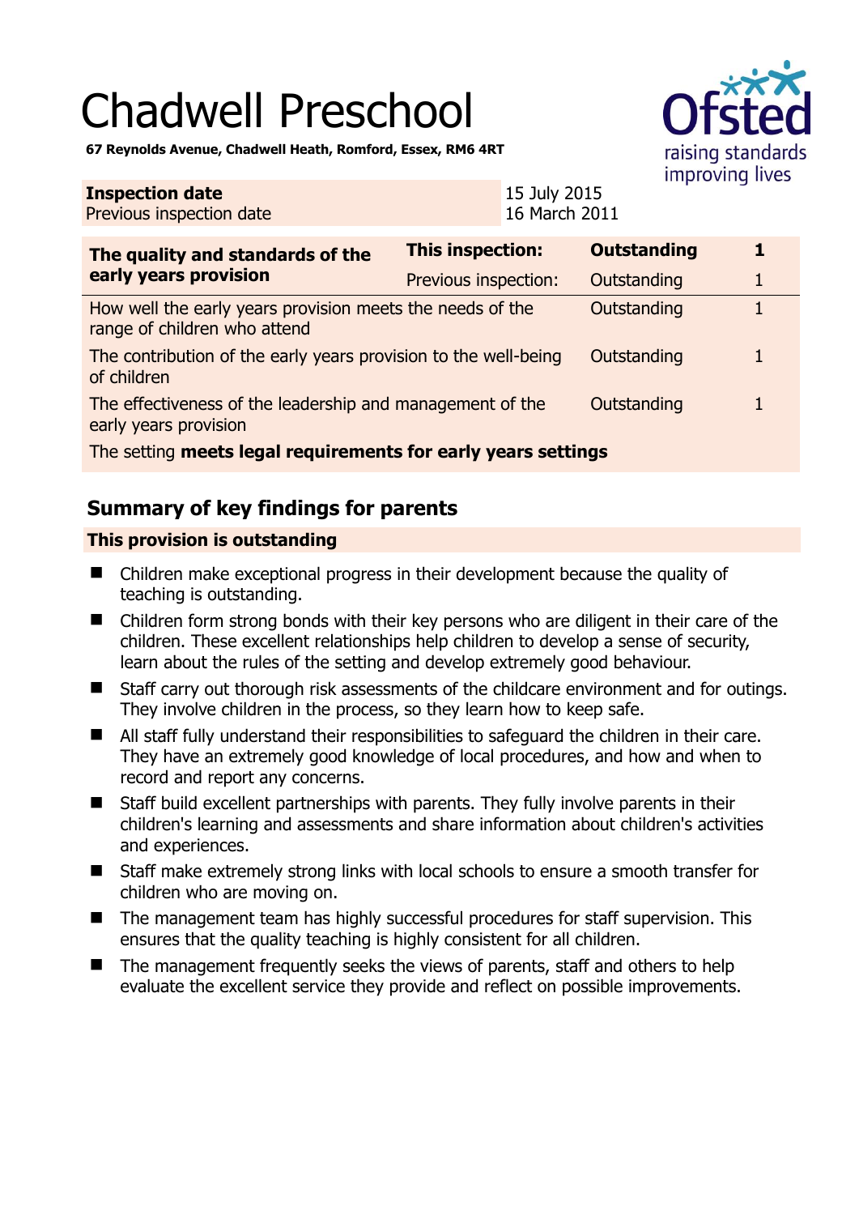# Chadwell Preschool

**67 Reynolds Avenue, Chadwell Heath, Romford, Essex, RM6 4RT**

| **Inspection date** | 15 July 2015 |
|---|---|
| Previous inspection date | 16 March 2011 |

| **The quality and standards of the early years provision** | **This inspection:** | **Outstanding** | **1** |
|---|---|---|---|
| | Previous inspection: | Outstanding | 1 |
| How well the early years provision meets the needs of the range of children who attend | | Outstanding | 1 |
| The contribution of the early years provision to the well-being of children | | Outstanding | 1 |
| The effectiveness of the leadership and management of the early years provision | | Outstanding | 1 |
| The setting **meets legal requirements for early years settings** | | | |

## Summary of key findings for parents

### This provision is outstanding

- Children make exceptional progress in their development because the quality of teaching is outstanding.
- Children form strong bonds with their key persons who are diligent in their care of the children. These excellent relationships help children to develop a sense of security, learn about the rules of the setting and develop extremely good behaviour.
- Staff carry out thorough risk assessments of the childcare environment and for outings. They involve children in the process, so they learn how to keep safe.
- All staff fully understand their responsibilities to safeguard the children in their care. They have an extremely good knowledge of local procedures, and how and when to record and report any concerns.
- Staff build excellent partnerships with parents. They fully involve parents in their children's learning and assessments and share information about children's activities and experiences.
- Staff make extremely strong links with local schools to ensure a smooth transfer for children who are moving on.
- The management team has highly successful procedures for staff supervision. This ensures that the quality teaching is highly consistent for all children.
- The management frequently seeks the views of parents, staff and others to help evaluate the excellent service they provide and reflect on possible improvements.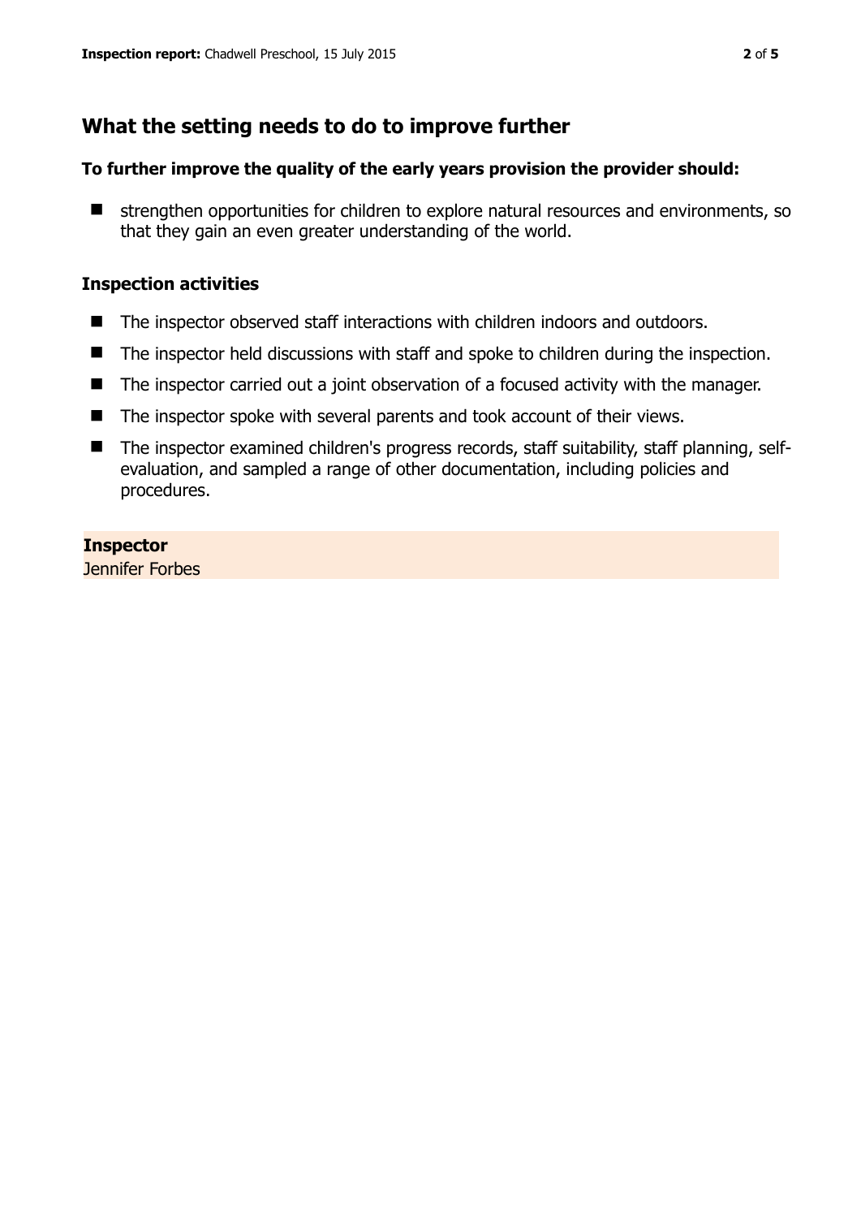## What the setting needs to do to improve further

**To further improve the quality of the early years provision the provider should:**

- strengthen opportunities for children to explore natural resources and environments, so that they gain an even greater understanding of the world.

### Inspection activities

- The inspector observed staff interactions with children indoors and outdoors.
- The inspector held discussions with staff and spoke to children during the inspection.
- The inspector carried out a joint observation of a focused activity with the manager.
- The inspector spoke with several parents and took account of their views.
- The inspector examined children's progress records, staff suitability, staff planning, self-evaluation, and sampled a range of other documentation, including policies and procedures.

**Inspector**
Jennifer Forbes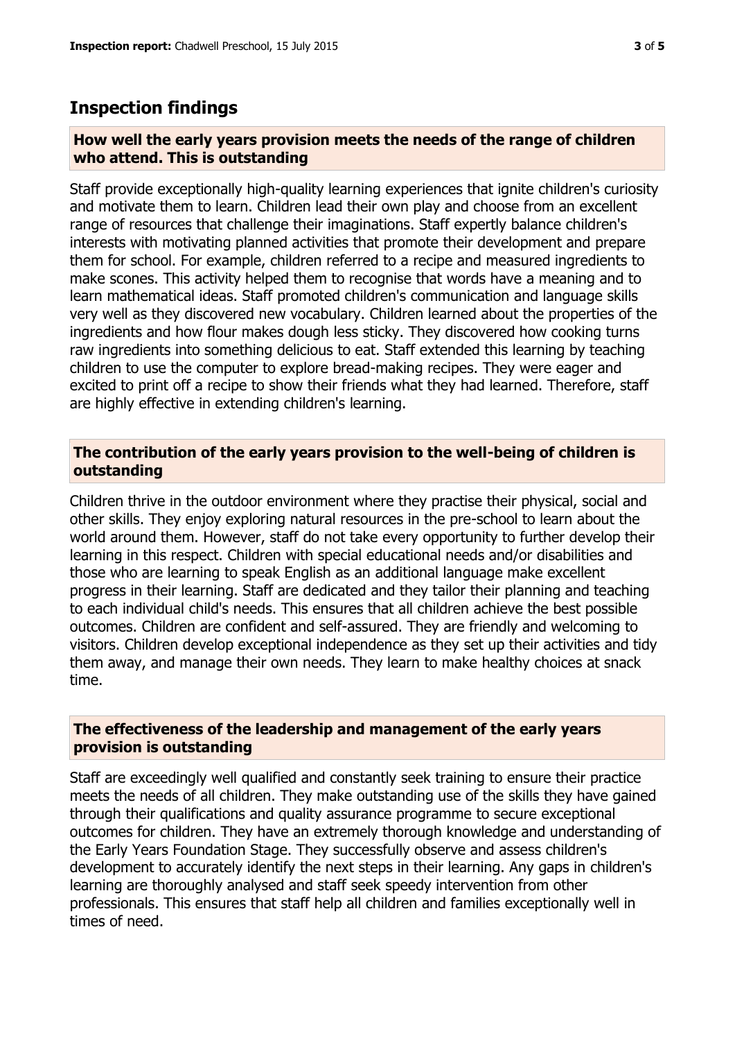## Inspection findings

### How well the early years provision meets the needs of the range of children who attend. This is outstanding

Staff provide exceptionally high-quality learning experiences that ignite children's curiosity and motivate them to learn. Children lead their own play and choose from an excellent range of resources that challenge their imaginations. Staff expertly balance children's interests with motivating planned activities that promote their development and prepare them for school. For example, children referred to a recipe and measured ingredients to make scones. This activity helped them to recognise that words have a meaning and to learn mathematical ideas. Staff promoted children's communication and language skills very well as they discovered new vocabulary. Children learned about the properties of the ingredients and how flour makes dough less sticky. They discovered how cooking turns raw ingredients into something delicious to eat. Staff extended this learning by teaching children to use the computer to explore bread-making recipes. They were eager and excited to print off a recipe to show their friends what they had learned. Therefore, staff are highly effective in extending children's learning.

### The contribution of the early years provision to the well-being of children is outstanding

Children thrive in the outdoor environment where they practise their physical, social and other skills. They enjoy exploring natural resources in the pre-school to learn about the world around them. However, staff do not take every opportunity to further develop their learning in this respect. Children with special educational needs and/or disabilities and those who are learning to speak English as an additional language make excellent progress in their learning. Staff are dedicated and they tailor their planning and teaching to each individual child's needs. This ensures that all children achieve the best possible outcomes. Children are confident and self-assured. They are friendly and welcoming to visitors. Children develop exceptional independence as they set up their activities and tidy them away, and manage their own needs. They learn to make healthy choices at snack time.

### The effectiveness of the leadership and management of the early years provision is outstanding

Staff are exceedingly well qualified and constantly seek training to ensure their practice meets the needs of all children. They make outstanding use of the skills they have gained through their qualifications and quality assurance programme to secure exceptional outcomes for children. They have an extremely thorough knowledge and understanding of the Early Years Foundation Stage. They successfully observe and assess children's development to accurately identify the next steps in their learning. Any gaps in children's learning are thoroughly analysed and staff seek speedy intervention from other professionals. This ensures that staff help all children and families exceptionally well in times of need.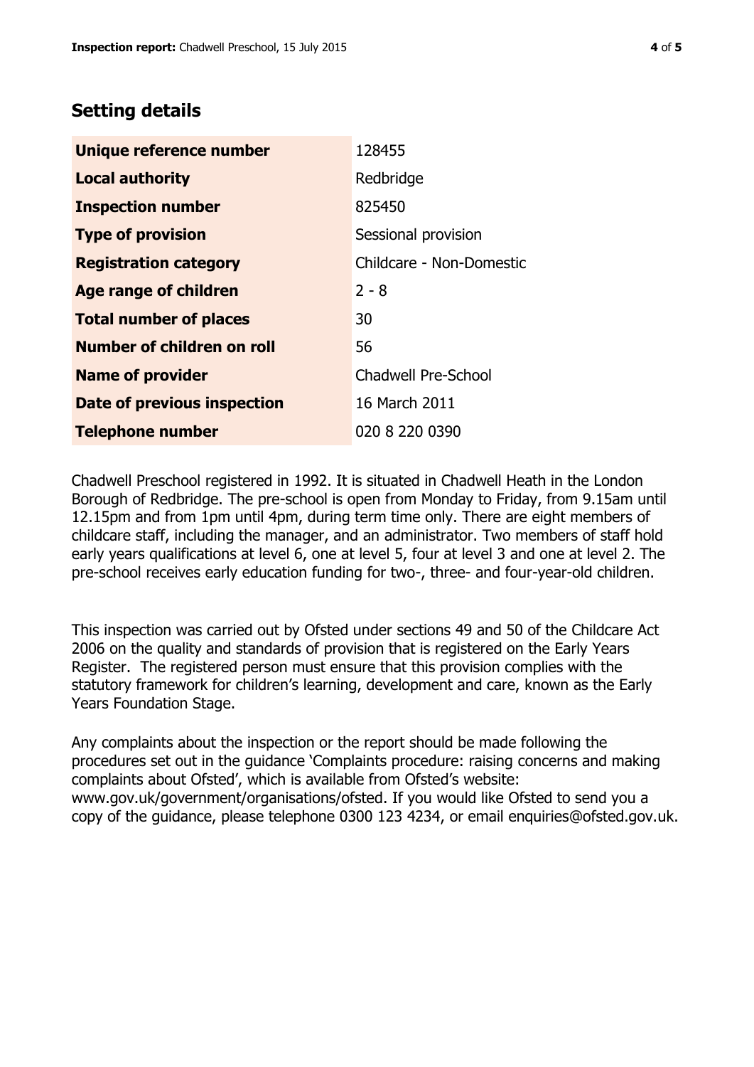## Setting details

| | |
|---|---|
| **Unique reference number** | 128455 |
| **Local authority** | Redbridge |
| **Inspection number** | 825450 |
| **Type of provision** | Sessional provision |
| **Registration category** | Childcare - Non-Domestic |
| **Age range of children** | 2 - 8 |
| **Total number of places** | 30 |
| **Number of children on roll** | 56 |
| **Name of provider** | Chadwell Pre-School |
| **Date of previous inspection** | 16 March 2011 |
| **Telephone number** | 020 8 220 0390 |

Chadwell Preschool registered in 1992. It is situated in Chadwell Heath in the London Borough of Redbridge. The pre-school is open from Monday to Friday, from 9.15am until 12.15pm and from 1pm until 4pm, during term time only. There are eight members of childcare staff, including the manager, and an administrator. Two members of staff hold early years qualifications at level 6, one at level 5, four at level 3 and one at level 2. The pre-school receives early education funding for two-, three- and four-year-old children.

This inspection was carried out by Ofsted under sections 49 and 50 of the Childcare Act 2006 on the quality and standards of provision that is registered on the Early Years Register. The registered person must ensure that this provision complies with the statutory framework for children's learning, development and care, known as the Early Years Foundation Stage.

Any complaints about the inspection or the report should be made following the procedures set out in the guidance 'Complaints procedure: raising concerns and making complaints about Ofsted', which is available from Ofsted's website: www.gov.uk/government/organisations/ofsted. If you would like Ofsted to send you a copy of the guidance, please telephone 0300 123 4234, or email enquiries@ofsted.gov.uk.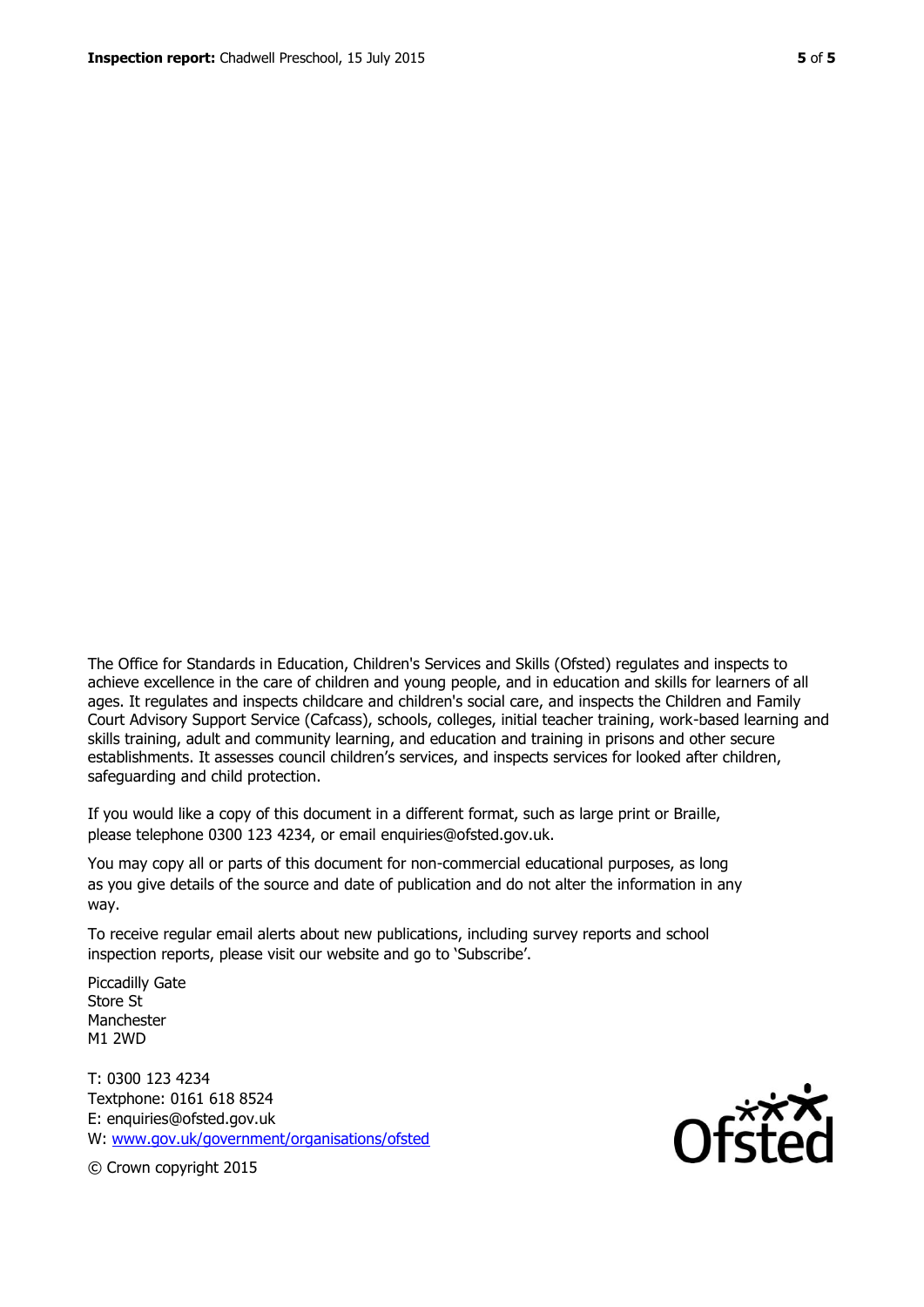The Office for Standards in Education, Children's Services and Skills (Ofsted) regulates and inspects to achieve excellence in the care of children and young people, and in education and skills for learners of all ages. It regulates and inspects childcare and children's social care, and inspects the Children and Family Court Advisory Support Service (Cafcass), schools, colleges, initial teacher training, work-based learning and skills training, adult and community learning, and education and training in prisons and other secure establishments. It assesses council children's services, and inspects services for looked after children, safeguarding and child protection.

If you would like a copy of this document in a different format, such as large print or Braille, please telephone 0300 123 4234, or email enquiries@ofsted.gov.uk.

You may copy all or parts of this document for non-commercial educational purposes, as long as you give details of the source and date of publication and do not alter the information in any way.

To receive regular email alerts about new publications, including survey reports and school inspection reports, please visit our website and go to 'Subscribe'.

Piccadilly Gate
Store St
Manchester
M1 2WD

T: 0300 123 4234
Textphone: 0161 618 8524
E: enquiries@ofsted.gov.uk
W: www.gov.uk/government/organisations/ofsted

© Crown copyright 2015